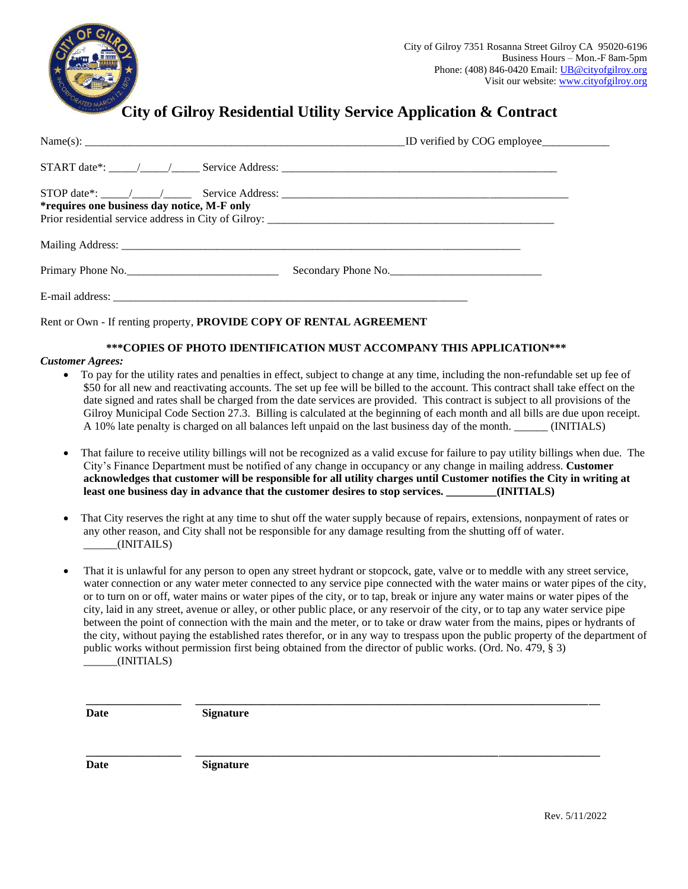City of Gilroy 7351 Rosanna Street Gilroy CA 95020-6196
Business Hours – Mon.-F 8am-5pm
Phone: (408) 846-0420 Email: UB@cityofgilroy.org
Visit our website: www.cityofgilroy.org

# City of Gilroy Residential Utility Service Application & Contract

Name(s): ___________________________________________________________ID verified by COG employee____________

START date*: _____/_____/_____ Service Address: ________________________________________________

STOP date*: _____/_____/_____ Service Address: __________________________________________________

**\*requires one business day notice, M-F only**

Prior residential service address in City of Gilroy: _____________________________________________________

Mailing Address: ______________________________________________________________________

Primary Phone No.___________________________ Secondary Phone No.___________________________

E-mail address: ______________________________________________________________

Rent or Own - If renting property, **PROVIDE COPY OF RENTAL AGREEMENT**

**\*\*\*COPIES OF PHOTO IDENTIFICATION MUST ACCOMPANY THIS APPLICATION\*\*\***

***Customer Agrees:***

- To pay for the utility rates and penalties in effect, subject to change at any time, including the non-refundable set up fee of $50 for all new and reactivating accounts. The set up fee will be billed to the account. This contract shall take effect on the date signed and rates shall be charged from the date services are provided. This contract is subject to all provisions of the Gilroy Municipal Code Section 27.3. Billing is calculated at the beginning of each month and all bills are due upon receipt. A 10% late penalty is charged on all balances left unpaid on the last business day of the month. ______ (INITIALS)

- That failure to receive utility billings will not be recognized as a valid excuse for failure to pay utility billings when due. The City's Finance Department must be notified of any change in occupancy or any change in mailing address. **Customer acknowledges that customer will be responsible for all utility charges until Customer notifies the City in writing at least one business day in advance that the customer desires to stop services. _________(INITIALS)**

- That City reserves the right at any time to shut off the water supply because of repairs, extensions, nonpayment of rates or any other reason, and City shall not be responsible for any damage resulting from the shutting off of water. ______(INITAILS)

- That it is unlawful for any person to open any street hydrant or stopcock, gate, valve or to meddle with any street service, water connection or any water meter connected to any service pipe connected with the water mains or water pipes of the city, or to turn on or off, water mains or water pipes of the city, or to tap, break or injure any water mains or water pipes of the city, laid in any street, avenue or alley, or other public place, or any reservoir of the city, or to tap any water service pipe between the point of connection with the main and the meter, or to take or draw water from the mains, pipes or hydrants of the city, without paying the established rates therefor, or in any way to trespass upon the public property of the department of public works without permission first being obtained from the director of public works. (Ord. No. 479, § 3) ______(INITIALS)

_______________ ______________________________________________________________

**Date** **Signature**

_______________ ______________________________________________________________

**Date** **Signature**

Rev. 5/11/2022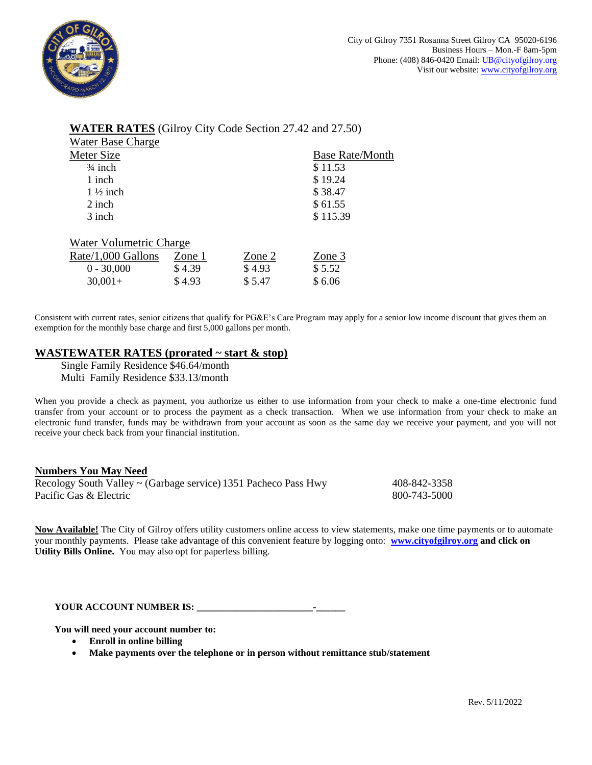City of Gilroy 7351 Rosanna Street Gilroy CA 95020-6196
Business Hours – Mon.-F 8am-5pm
Phone: (408) 846-0420 Email: UB@cityofgilroy.org
Visit our website: www.cityofgilroy.org

## WATER RATES (Gilroy City Code Section 27.42 and 27.50)

Water Base Charge

| Meter Size | Base Rate/Month |
|---|---|
| ¾ inch | $ 11.53 |
| 1 inch | $ 19.24 |
| 1 ½ inch | $ 38.47 |
| 2 inch | $ 61.55 |
| 3 inch | $ 115.39 |

Water Volumetric Charge

| Rate/1,000 Gallons | Zone 1 | Zone 2 | Zone 3 |
|---|---|---|---|
| 0 - 30,000 | $ 4.39 | $ 4.93 | $ 5.52 |
| 30,001+ | $ 4.93 | $ 5.47 | $ 6.06 |

Consistent with current rates, senior citizens that qualify for PG&E's Care Program may apply for a senior low income discount that gives them an exemption for the monthly base charge and first 5,000 gallons per month.

## WASTEWATER RATES (prorated ~ start & stop)

Single Family Residence $46.64/month
Multi Family Residence $33.13/month

When you provide a check as payment, you authorize us either to use information from your check to make a one-time electronic fund transfer from your account or to process the payment as a check transaction. When we use information from your check to make an electronic fund transfer, funds may be withdrawn from your account as soon as the same day we receive your payment, and you will not receive your check back from your financial institution.

**Numbers You May Need**

| | |
|---|---|
| Recology South Valley ~ (Garbage service) 1351 Pacheco Pass Hwy | 408-842-3358 |
| Pacific Gas & Electric | 800-743-5000 |

**Now Available!** The City of Gilroy offers utility customers online access to view statements, make one time payments or to automate your monthly payments. Please take advantage of this convenient feature by logging onto: **www.cityofgilroy.org and click on Utility Bills Online.** You may also opt for paperless billing.

**YOUR ACCOUNT NUMBER IS: _______________________-______**

**You will need your account number to:**

- **Enroll in online billing**
- **Make payments over the telephone or in person without remittance stub/statement**

Rev. 5/11/2022